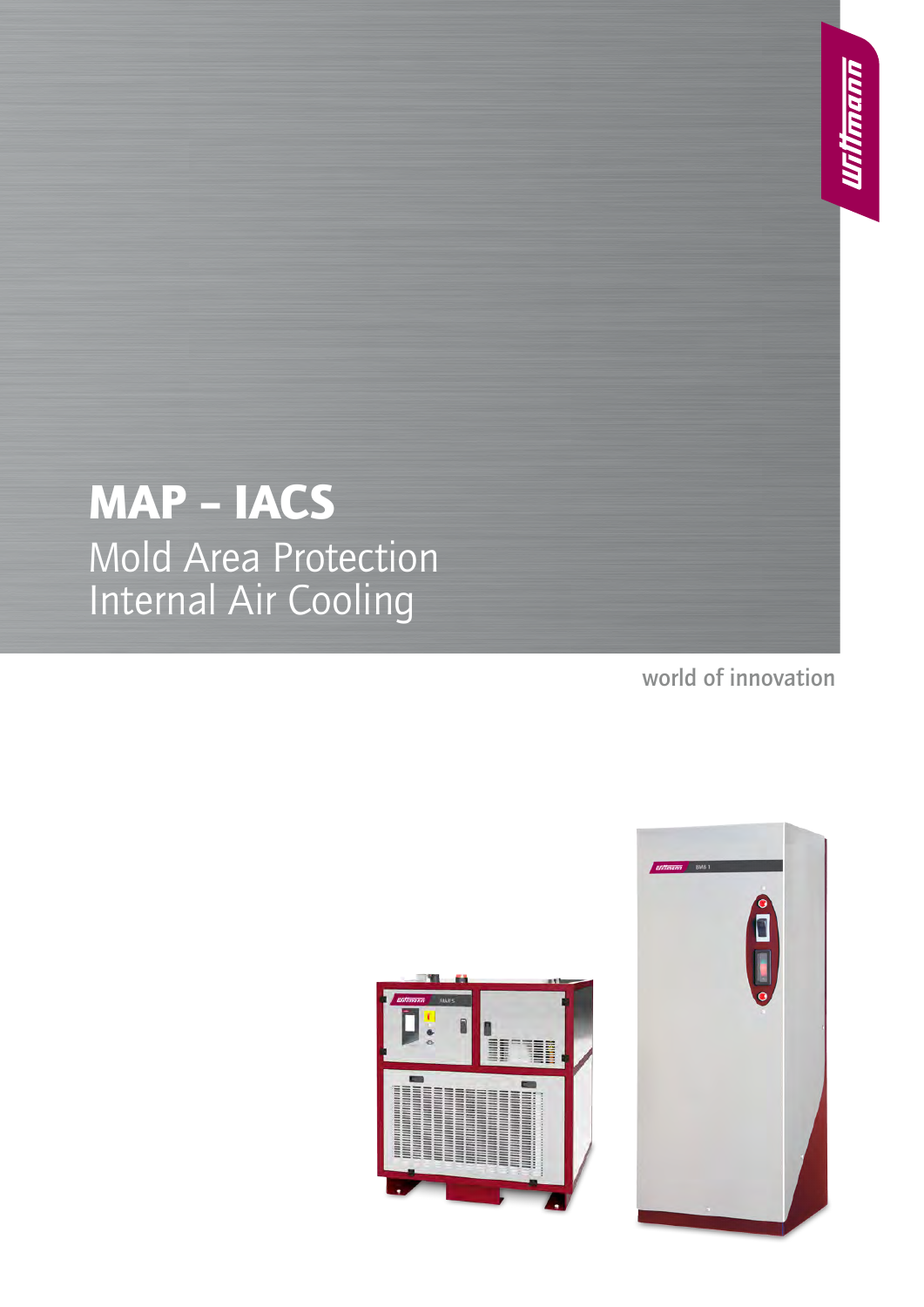# MAP – IACS

## Mold Area Protection
## Internal Air Cooling

world of innovation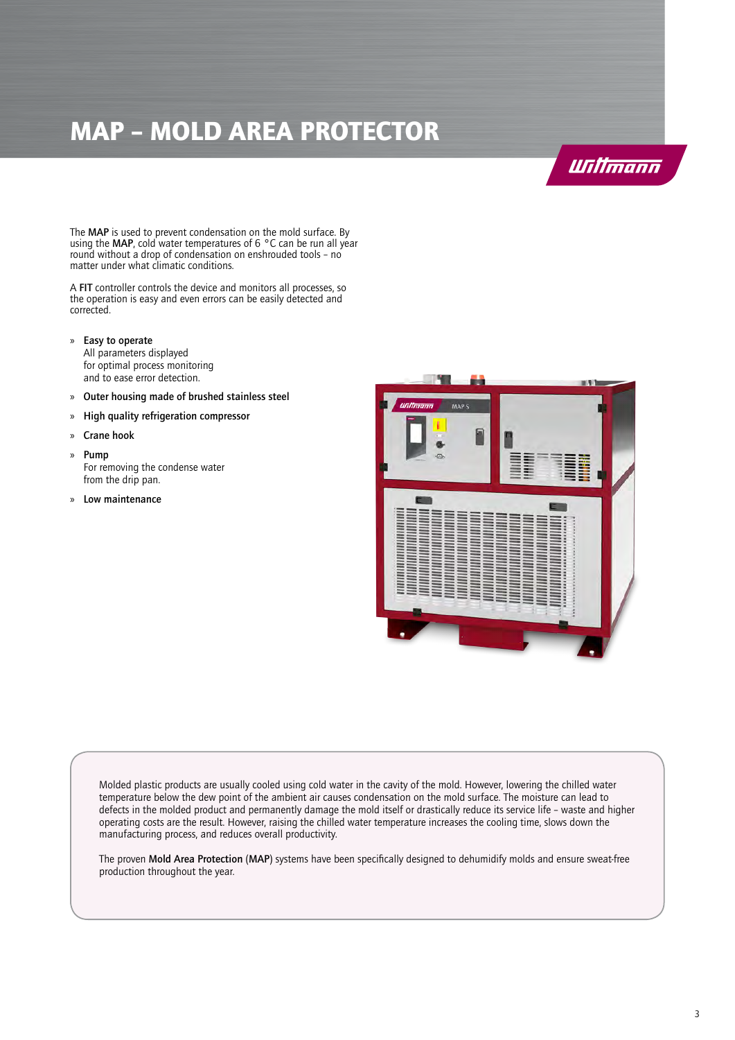# MAP – MOLD AREA PROTECTOR

The **MAP** is used to prevent condensation on the mold surface. By using the **MAP**, cold water temperatures of 6 °C can be run all year round without a drop of condensation on enshrouded tools – no matter under what climatic conditions.

A **FIT** controller controls the device and monitors all processes, so the operation is easy and even errors can be easily detected and corrected.

- **Easy to operate**
  All parameters displayed for optimal process monitoring and to ease error detection.
- **Outer housing made of brushed stainless steel**
- **High quality refrigeration compressor**
- **Crane hook**
- **Pump**
  For removing the condense water from the drip pan.
- **Low maintenance**

Molded plastic products are usually cooled using cold water in the cavity of the mold. However, lowering the chilled water temperature below the dew point of the ambient air causes condensation on the mold surface. The moisture can lead to defects in the molded product and permanently damage the mold itself or drastically reduce its service life – waste and higher operating costs are the result. However, raising the chilled water temperature increases the cooling time, slows down the manufacturing process, and reduces overall productivity.

The proven **Mold Area Protection** (**MAP**) systems have been specifically designed to dehumidify molds and ensure sweat-free production throughout the year.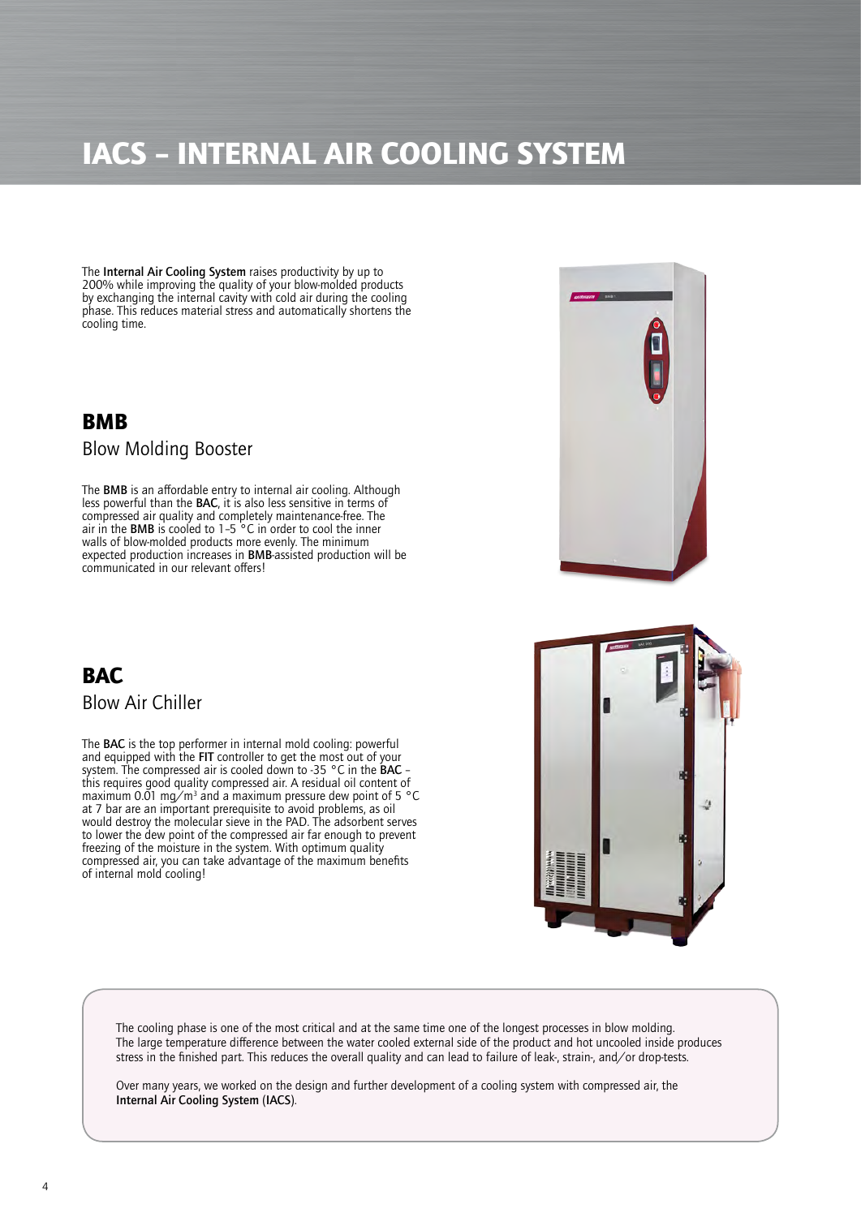# IACS – INTERNAL AIR COOLING SYSTEM

The **Internal Air Cooling System** raises productivity by up to 200% while improving the quality of your blow-molded products by exchanging the internal cavity with cold air during the cooling phase. This reduces material stress and automatically shortens the cooling time.

## BMB

### Blow Molding Booster

The **BMB** is an affordable entry to internal air cooling. Although less powerful than the **BAC**, it is also less sensitive in terms of compressed air quality and completely maintenance-free. The air in the **BMB** is cooled to 1-5 °C in order to cool the inner walls of blow-molded products more evenly. The minimum expected production increases in **BMB**-assisted production will be communicated in our relevant offers!

## BAC

### Blow Air Chiller

The **BAC** is the top performer in internal mold cooling: powerful and equipped with the **FIT** controller to get the most out of your system. The compressed air is cooled down to -35 °C in the **BAC** – this requires good quality compressed air. A residual oil content of maximum 0.01 mg/m³ and a maximum pressure dew point of 5 °C at 7 bar are an important prerequisite to avoid problems, as oil would destroy the molecular sieve in the PAD. The adsorbent serves to lower the dew point of the compressed air far enough to prevent freezing of the moisture in the system. With optimum quality compressed air, you can take advantage of the maximum benefits of internal mold cooling!

The cooling phase is one of the most critical and at the same time one of the longest processes in blow molding. The large temperature difference between the water cooled external side of the product and hot uncooled inside produces stress in the finished part. This reduces the overall quality and can lead to failure of leak-, strain-, and/or drop-tests.

Over many years, we worked on the design and further development of a cooling system with compressed air, the **Internal Air Cooling System** (**IACS**).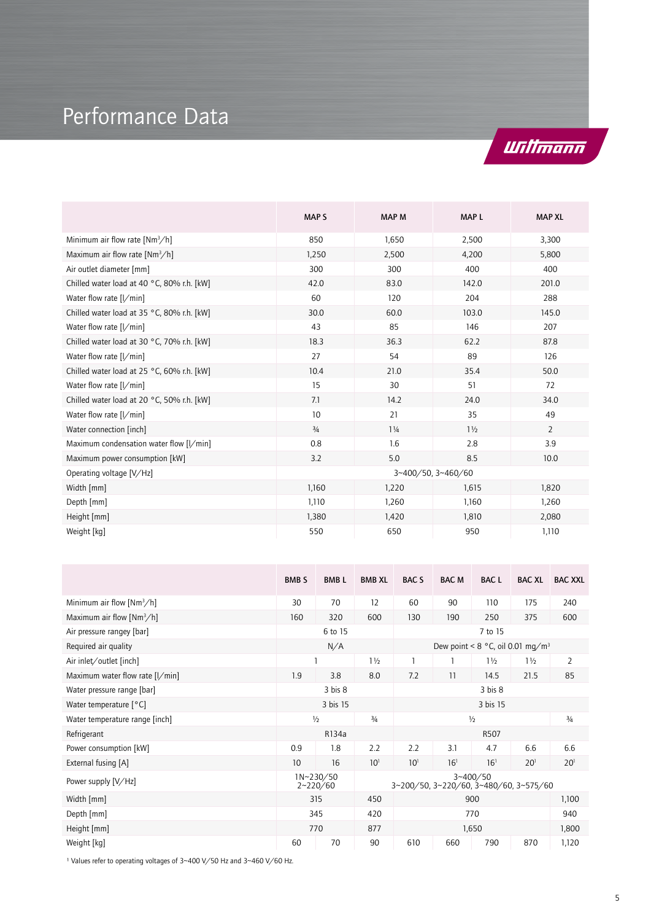# Performance Data

| | MAP S | MAP M | MAP L | MAP XL |
|---|---|---|---|---|
| Minimum air flow rate [Nm³/h] | 850 | 1,650 | 2,500 | 3,300 |
| Maximum air flow rate [Nm³/h] | 1,250 | 2,500 | 4,200 | 5,800 |
| Air outlet diameter [mm] | 300 | 300 | 400 | 400 |
| Chilled water load at 40 °C, 80% r.h. [kW] | 42.0 | 83.0 | 142.0 | 201.0 |
| Water flow rate [l/min] | 60 | 120 | 204 | 288 |
| Chilled water load at 35 °C, 80% r.h. [kW] | 30.0 | 60.0 | 103.0 | 145.0 |
| Water flow rate [l/min] | 43 | 85 | 146 | 207 |
| Chilled water load at 30 °C, 70% r.h. [kW] | 18.3 | 36.3 | 62.2 | 87.8 |
| Water flow rate [l/min] | 27 | 54 | 89 | 126 |
| Chilled water load at 25 °C, 60% r.h. [kW] | 10.4 | 21.0 | 35.4 | 50.0 |
| Water flow rate [l/min] | 15 | 30 | 51 | 72 |
| Chilled water load at 20 °C, 50% r.h. [kW] | 7.1 | 14.2 | 24.0 | 34.0 |
| Water flow rate [l/min] | 10 | 21 | 35 | 49 |
| Water connection [inch] | ¾ | 1¼ | 1½ | 2 |
| Maximum condensation water flow [l/min] | 0.8 | 1.6 | 2.8 | 3.9 |
| Maximum power consumption [kW] | 3.2 | 5.0 | 8.5 | 10.0 |
| Operating voltage [V/Hz] | 3~400/50, 3~460/60 | | | |
| Width [mm] | 1,160 | 1,220 | 1,615 | 1,820 |
| Depth [mm] | 1,110 | 1,260 | 1,160 | 1,260 |
| Height [mm] | 1,380 | 1,420 | 1,810 | 2,080 |
| Weight [kg] | 550 | 650 | 950 | 1,110 |

| | BMB S | BMB L | BMB XL | BAC S | BAC M | BAC L | BAC XL | BAC XXL |
|---|---|---|---|---|---|---|---|---|
| Minimum air flow [Nm³/h] | 30 | 70 | 12 | 60 | 90 | 110 | 175 | 240 |
| Maximum air flow [Nm³/h] | 160 | 320 | 600 | 130 | 190 | 250 | 375 | 600 |
| Air pressure rangey [bar] | 6 to 15 | | | 7 to 15 | | | | |
| Required air quality | N/A | | | Dew point < 8 °C, oil 0.01 mg/m³ | | | | |
| Air inlet/outlet [inch] | 1 | | 1½ | 1 | 1 | 1½ | 1½ | 2 |
| Maximum water flow rate [l/min] | 1.9 | 3.8 | 8.0 | 7.2 | 11 | 14.5 | 21.5 | 85 |
| Water pressure range [bar] | 3 bis 8 | | | 3 bis 8 | | | | |
| Water temperature [°C] | 3 bis 15 | | | 3 bis 15 | | | | |
| Water temperature range [inch] | ½ | | ¾ | ½ | | | | ¾ |
| Refrigerant | R134a | | | R507 | | | | |
| Power consumption [kW] | 0.9 | 1.8 | 2.2 | 2.2 | 3.1 | 4.7 | 6.6 | 6.6 |
| External fusing [A] | 10 | 16 | 10[1] | 10[1] | 16[1] | 16[1] | 20[1] | 20[1] |
| Power supply [V/Hz] | 1N~230/50 2~220/60 | | 3~400/50 3~200/50, 3~220/60, 3~480/60, 3~575/60 | | | | | |
| Width [mm] | 315 | | 450 | 900 | | | | 1,100 |
| Depth [mm] | 345 | | 420 | 770 | | | | 940 |
| Height [mm] | 770 | | 877 | 1,650 | | | | 1,800 |
| Weight [kg] | 60 | 70 | 90 | 610 | 660 | 790 | 870 | 1,120 |

[1] Values refer to operating voltages of 3~400 V/50 Hz and 3~460 V/60 Hz.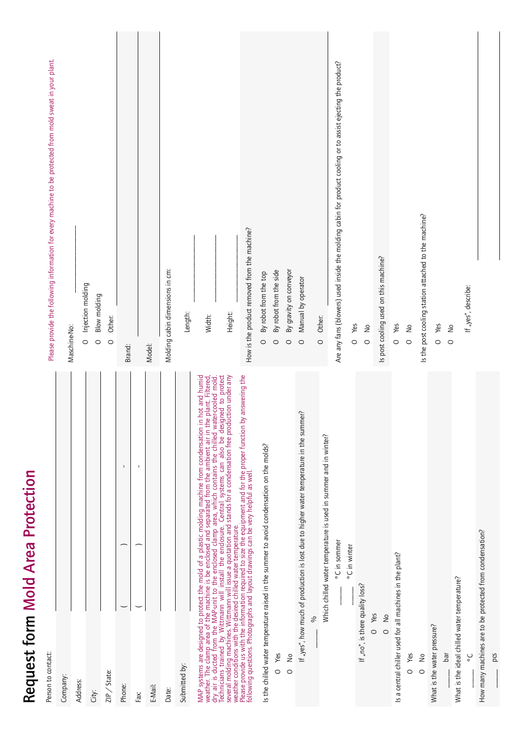# Request form Mold Area Protection

Person to contact:

Company:

Address:

City:

ZIP / State:

Phone: ( ) -

Fax: ( ) -

E-Mail:

Date:

Submitted by:

MAP systems are designed to protect the mold of a plastic molding machine from condensation in hot and humid weather. The clamp area of the machine is be enclosed and separated from the ambient air in the plant. Filtered, dry air is ducted from the MAP-unit to the enclosed clamp area, which contains the chilled water-cooled mold. Technicians trained by Wittmann will install the endosure. Central systems can also be designed to protect several molding machines. Wittmann will issue a quotation and stands for a condensation free production under any weather conditions with the desired chilled water temperature.
Please provide us with the information required to size the equipment and for the proper function by answering the following questions. Photographs and layout drawings can be very helpful as well.

Is the chilled water temperature raised in the summer to avoid condensation on the molds?

- O Yes
- O No

If „yes", how much of production is lost due to higher water temperature in the summer?

_____ %

Which chilled water temperature is used in summer and in winter?

_____ °C in sommer

_____ °C in winter

If „no", is there quality loss?

- O Yes
- O No

Is a central chiller used for all machines in the plant?

- O Yes
- O No

What is the water pressure?

_____ bar

What is the ideal chilled water temperature?

_____ °C

How many machines are to be protected from condensation?

_____ pcs

Please provide the following information for every machine to be protected from mold sweat in your plant.

Maschine-No: _____

- O Injection molding
- O Blow molding
- O Other: _____

Brand:

Model:

Molding cabin dimensions in cm:

Length: _____

Width: _____

Height: _____

How is the product removed from the machine?

- O By robot from the top
- O By robot from the side
- O By gravity on conveyor
- O Manual by operator
- O Other: _____

Are any fans (blowers) used inside the molding cabin for product cooling or to assist ejecting the product?

- O Yes
- O No

Is post cooling used on this machine?

- O Yes
- O No

Is the post cooling station attached to the machine?

- O Yes
- O No

If „yes", describe: _____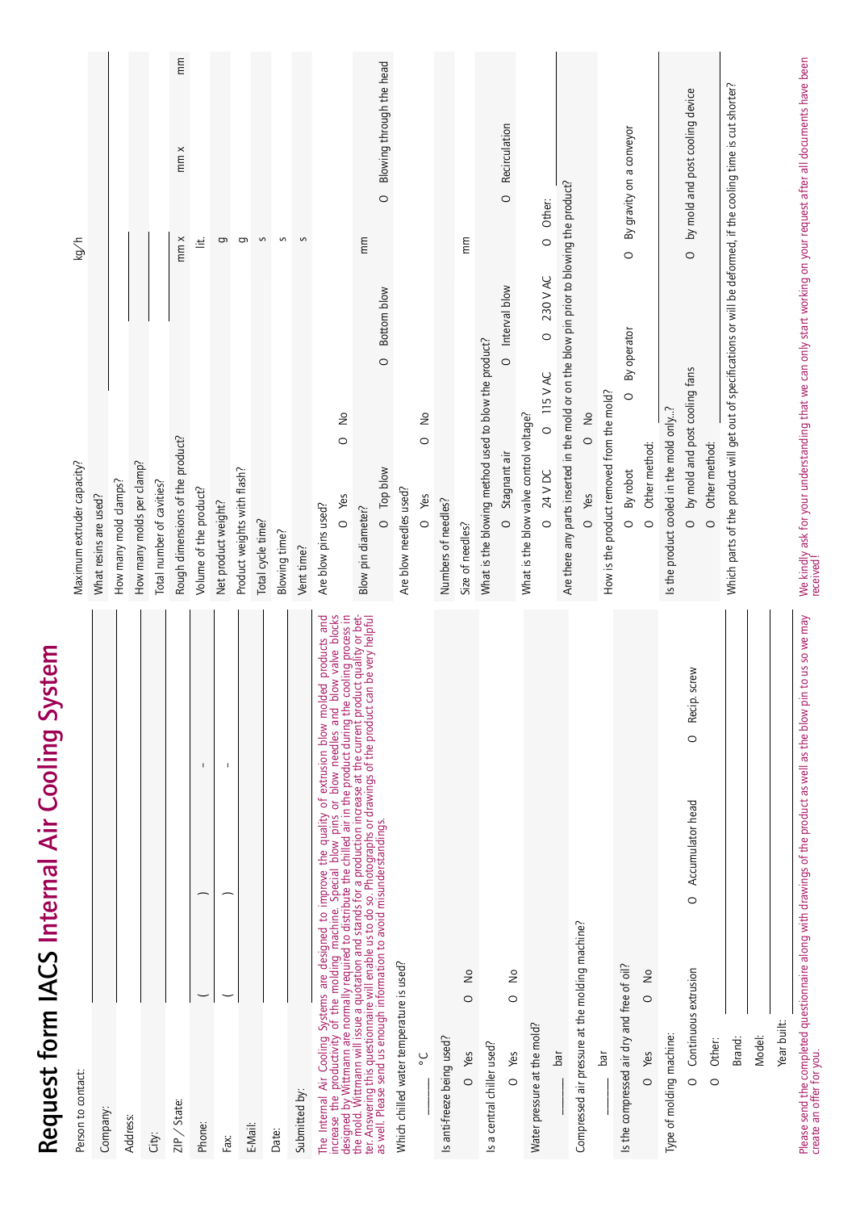# Request form IACS Internal Air Cooling System

Person to contact:

Company:

Address:

City:

ZIP / State:

Phone: ( ) -

Fax: ( ) -

E-Mail:

Date:

Submitted by:

The Internal Air Cooling Systems are designed to improve the quality of extrusion blow molded products and increase the productivity of the molding machine. Special blow pins or blow needles and blow valve blocks designed by Wittmann are normally required to distribute the chilled air in the product during the cooling process in the mold. Wittmann will issue a quotation and stands for a production increase at the current product quality or better. Answering this questionnaire will enable us to do so. Photographs or drawings of the product can be very helpful as well. Please send us enough information to avoid misunderstandings.

Which chilled water temperature is used?

_____ °C

Is anti-freeze being used?

O Yes O No

Is a central chiller used?

O Yes O No

Water pressure at the mold?

_____ bar

Compressed air pressure at the molding machine?

_____ bar

Is the compressed air dry and free of oil?

O Yes O No

Type of molding machine:

O Continuous extrusion O Accumulator head O Recip. screw

O Other:

Brand:

Model:

Year built:

Please send the completed questionnaire along with drawings of the product as well as the blow pin to us so we may create an offer for you.

Maximum extruder capacity? kg/h

What resins are used?

How many mold clamps?

How many molds per clamp?

Total number of cavities?

Rough dimensions of the product? mm x mm x mm

Volume of the product? lit.

Net product weight? g

Product weights with flash? g

Total cycle time? s

Blowing time? s

Vent time? s

Are blow pins used?

O Yes O No

Blow pin diameter? mm

O Top blow O Bottom blow O Blowing through the head

Are blow needles used?

O Yes O No

Numbers of needles?

Size of needles? mm

What is the blowing method used to blow the product?

O Stagnant air O Interval blow O Recirculation

What is the blow valve control voltage?

O 24 V DC O 115 V AC O 230 V AC O Other:

Are there any parts inserted in the mold or on the blow pin prior to blowing the product?

O Yes O No

How is the product removed from the mold?

O By robot O By operator O By gravity on a conveyor

O Other method:

Is the product cooled in the mold only...?

O by mold and post cooling fans O by mold and post cooling device

O Other method:

Which parts of the product will get out of specifications or will be deformed, if the cooling time is cut shorter?

We kindly ask for your understanding that we can only start working on your request after all documents have been received!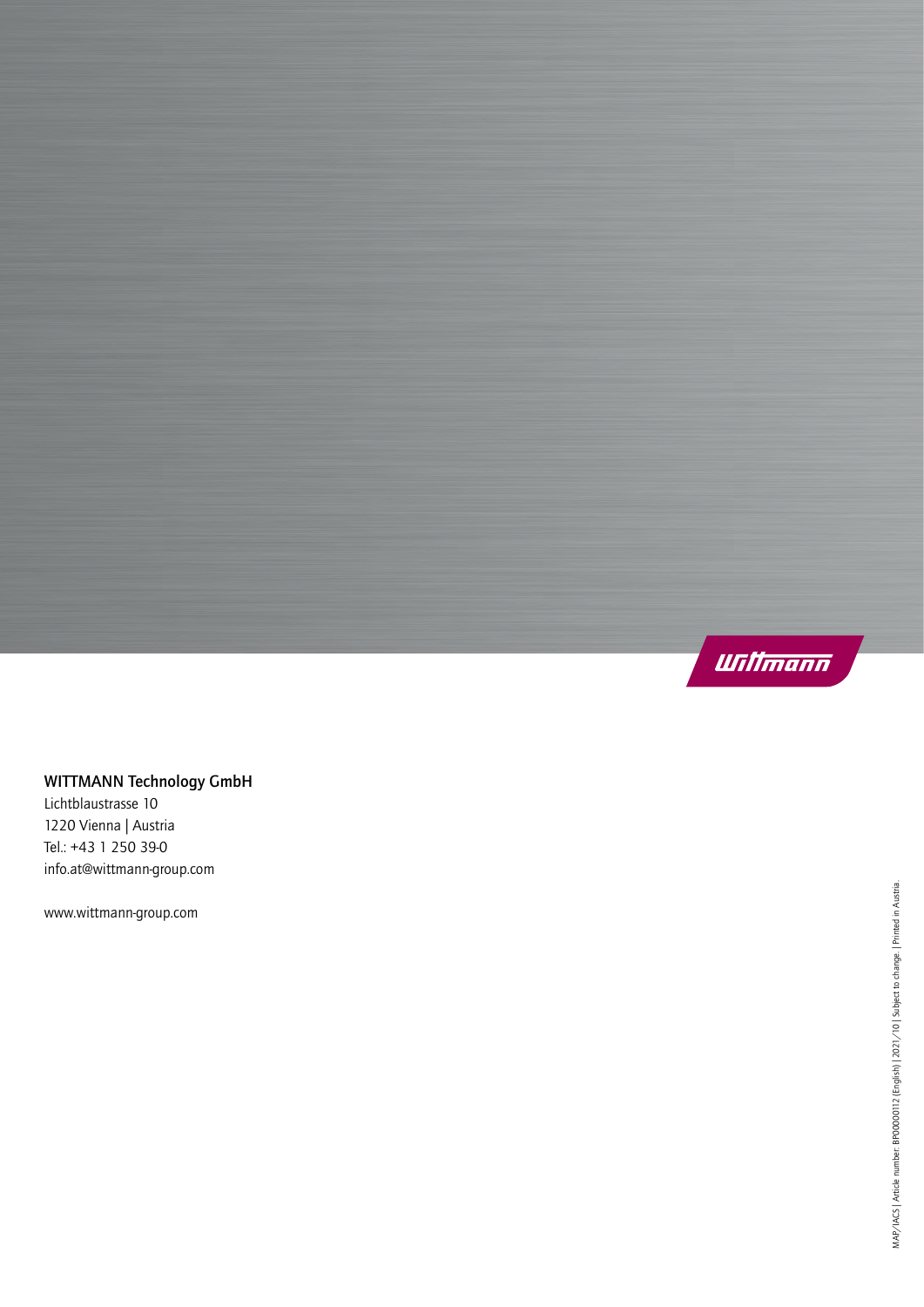**WITTMANN Technology GmbH**
Lichtblaustrasse 10
1220 Vienna | Austria
Tel.: +43 1 250 39-0
info.at@wittmann-group.com

www.wittmann-group.com

MAP/IACS | Article number: BP00000112 (English) | 2021/10 | Subject to change. | Printed in Austria.